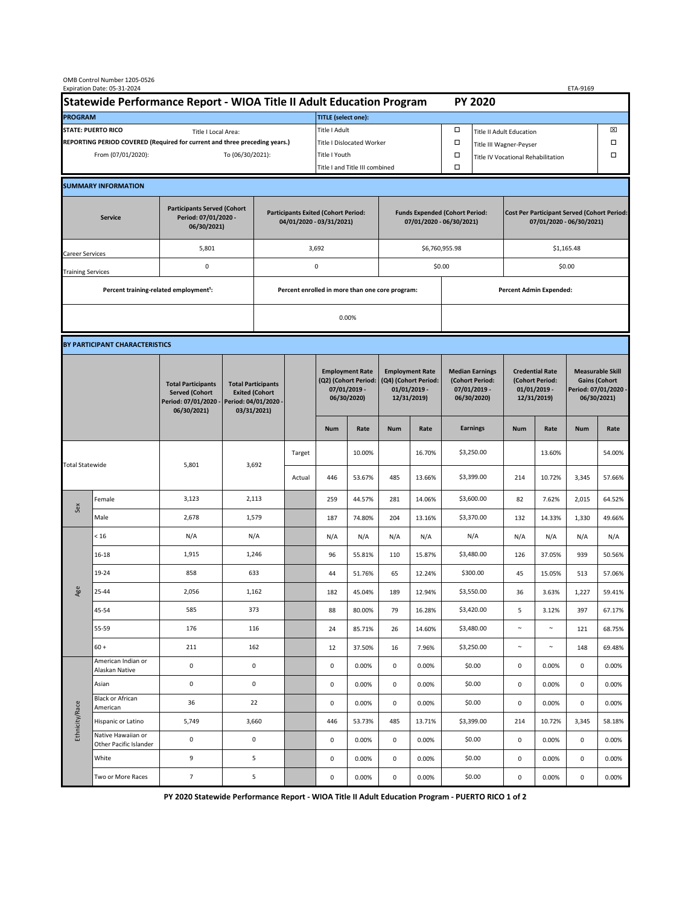OMB Control Number 1205-0526
Expiration Date: 05-31-2024

ETA-9169

# Statewide Performance Report - WIOA Title II Adult Education Program — PY 2020

| PROGRAM | | TITLE (select one): | | | |
|---|---|---|---|---|---|
| STATE: PUERTO RICO | Title I Local Area: | Title I Adult | ☐ | Title II Adult Education | ☒ |
| REPORTING PERIOD COVERED (Required for current and three preceding years.) | | Title I Dislocated Worker | ☐ | Title III Wagner-Peyser | ☐ |
| From (07/01/2020): | To (06/30/2021): | Title I Youth | ☐ | Title IV Vocational Rehabilitation | ☐ |
| | | Title I and Title III combined | ☐ | | |

## SUMMARY INFORMATION

| Service | Participants Served (Cohort Period: 07/01/2020 - 06/30/2021) | Participants Exited (Cohort Period: 04/01/2020 - 03/31/2021) | Funds Expended (Cohort Period: 07/01/2020 - 06/30/2021) | Cost Per Participant Served (Cohort Period: 07/01/2020 - 06/30/2021) |
|---|---|---|---|---|
| Career Services | 5,801 | 3,692 | $6,760,955.98 | $1,165.48 |
| Training Services | 0 | 0 | $0.00 | $0.00 |

| Percent training-related employment[1]: | Percent enrolled in more than one core program: | Percent Admin Expended: |
|---|---|---|
| | 0.00% | |

## BY PARTICIPANT CHARACTERISTICS

| | | Total Participants Served (Cohort Period: 07/01/2020 - 06/30/2021) | Total Participants Exited (Cohort Period: 04/01/2020 - 03/31/2021) | | Employment Rate (Q2) (Cohort Period: 07/01/2019 - 06/30/2020) | | Employment Rate (Q4) (Cohort Period: 01/01/2019 - 12/31/2019) | | Median Earnings (Cohort Period: 07/01/2019 - 06/30/2020) | Credential Rate (Cohort Period: 01/01/2019 - 12/31/2019) | | Measurable Skill Gains (Cohort Period: 07/01/2020 - 06/30/2021) | |
|---|---|---|---|---|---|---|---|---|---|---|---|---|---|
| | | | | | Num | Rate | Num | Rate | Earnings | Num | Rate | Num | Rate |
| Total Statewide | | 5,801 | 3,692 | Target | | 10.00% | | 16.70% | $3,250.00 | | 13.60% | | 54.00% |
| | | | | Actual | 446 | 53.67% | 485 | 13.66% | $3,399.00 | 214 | 10.72% | 3,345 | 57.66% |
| Sex | Female | 3,123 | 2,113 | | 259 | 44.57% | 281 | 14.06% | $3,600.00 | 82 | 7.62% | 2,015 | 64.52% |
| | Male | 2,678 | 1,579 | | 187 | 74.80% | 204 | 13.16% | $3,370.00 | 132 | 14.33% | 1,330 | 49.66% |
| Age | < 16 | N/A | N/A | | N/A | N/A | N/A | N/A | N/A | N/A | N/A | N/A | N/A |
| | 16-18 | 1,915 | 1,246 | | 96 | 55.81% | 110 | 15.87% | $3,480.00 | 126 | 37.05% | 939 | 50.56% |
| | 19-24 | 858 | 633 | | 44 | 51.76% | 65 | 12.24% | $300.00 | 45 | 15.05% | 513 | 57.06% |
| | 25-44 | 2,056 | 1,162 | | 182 | 45.04% | 189 | 12.94% | $3,550.00 | 36 | 3.63% | 1,227 | 59.41% |
| | 45-54 | 585 | 373 | | 88 | 80.00% | 79 | 16.28% | $3,420.00 | 5 | 3.12% | 397 | 67.17% |
| | 55-59 | 176 | 116 | | 24 | 85.71% | 26 | 14.60% | $3,480.00 | ~ | ~ | 121 | 68.75% |
| | 60 + | 211 | 162 | | 12 | 37.50% | 16 | 7.96% | $3,250.00 | ~ | ~ | 148 | 69.48% |
| Ethnicity/Race | American Indian or Alaskan Native | 0 | 0 | | 0 | 0.00% | 0 | 0.00% | $0.00 | 0 | 0.00% | 0 | 0.00% |
| | Asian | 0 | 0 | | 0 | 0.00% | 0 | 0.00% | $0.00 | 0 | 0.00% | 0 | 0.00% |
| | Black or African American | 36 | 22 | | 0 | 0.00% | 0 | 0.00% | $0.00 | 0 | 0.00% | 0 | 0.00% |
| | Hispanic or Latino | 5,749 | 3,660 | | 446 | 53.73% | 485 | 13.71% | $3,399.00 | 214 | 10.72% | 3,345 | 58.18% |
| | Native Hawaiian or Other Pacific Islander | 0 | 0 | | 0 | 0.00% | 0 | 0.00% | $0.00 | 0 | 0.00% | 0 | 0.00% |
| | White | 9 | 5 | | 0 | 0.00% | 0 | 0.00% | $0.00 | 0 | 0.00% | 0 | 0.00% |
| | Two or More Races | 7 | 5 | | 0 | 0.00% | 0 | 0.00% | $0.00 | 0 | 0.00% | 0 | 0.00% |

PY 2020 Statewide Performance Report - WIOA Title II Adult Education Program - PUERTO RICO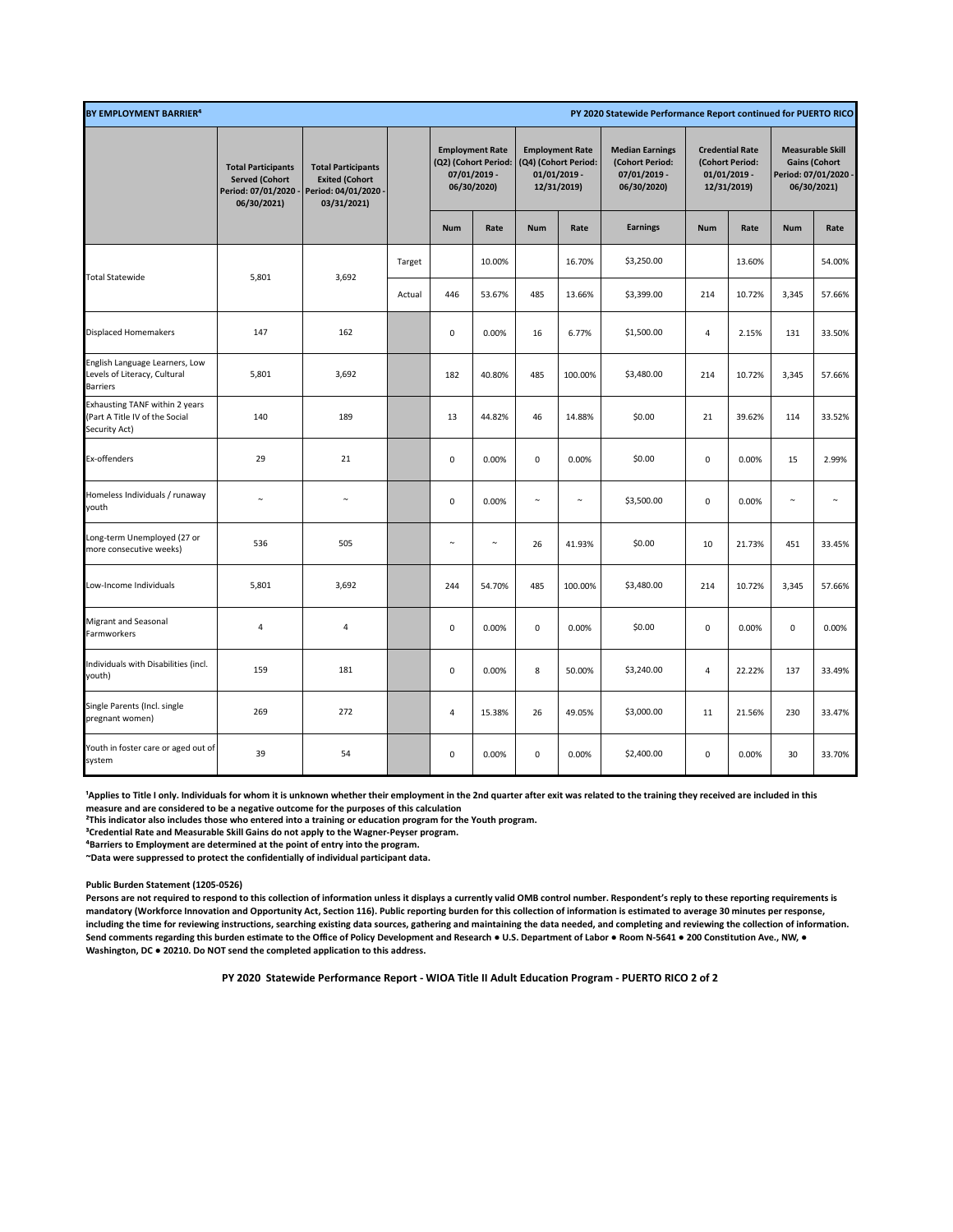**BY EMPLOYMENT BARRIER[4]** — **PY 2020 Statewide Performance Report continued for PUERTO RICO**

| | Total Participants Served (Cohort Period: 07/01/2020 - 06/30/2021) | Total Participants Exited (Cohort Period: 04/01/2020 - 03/31/2021) | | Employment Rate (Q2) (Cohort Period: 07/01/2019 - 06/30/2020) | | Employment Rate (Q4) (Cohort Period: 01/01/2019 - 12/31/2019) | | Median Earnings (Cohort Period: 07/01/2019 - 06/30/2020) | Credential Rate (Cohort Period: 01/01/2019 - 12/31/2019) | | Measurable Skill Gains (Cohort Period: 07/01/2020 - 06/30/2021) | |
|---|---|---|---|---|---|---|---|---|---|---|---|---|
| | | | | Num | Rate | Num | Rate | Earnings | Num | Rate | Num | Rate |
| Total Statewide | 5,801 | 3,692 | Target | | 10.00% | | 16.70% | $3,250.00 | | 13.60% | | 54.00% |
| | | | Actual | 446 | 53.67% | 485 | 13.66% | $3,399.00 | 214 | 10.72% | 3,345 | 57.66% |
| Displaced Homemakers | 147 | 162 | | 0 | 0.00% | 16 | 6.77% | $1,500.00 | 4 | 2.15% | 131 | 33.50% |
| English Language Learners, Low Levels of Literacy, Cultural Barriers | 5,801 | 3,692 | | 182 | 40.80% | 485 | 100.00% | $3,480.00 | 214 | 10.72% | 3,345 | 57.66% |
| Exhausting TANF within 2 years (Part A Title IV of the Social Security Act) | 140 | 189 | | 13 | 44.82% | 46 | 14.88% | $0.00 | 21 | 39.62% | 114 | 33.52% |
| Ex-offenders | 29 | 21 | | 0 | 0.00% | 0 | 0.00% | $0.00 | 0 | 0.00% | 15 | 2.99% |
| Homeless Individuals / runaway youth | ~ | ~ | | 0 | 0.00% | ~ | ~ | $3,500.00 | 0 | 0.00% | ~ | ~ |
| Long-term Unemployed (27 or more consecutive weeks) | 536 | 505 | | ~ | ~ | 26 | 41.93% | $0.00 | 10 | 21.73% | 451 | 33.45% |
| Low-Income Individuals | 5,801 | 3,692 | | 244 | 54.70% | 485 | 100.00% | $3,480.00 | 214 | 10.72% | 3,345 | 57.66% |
| Migrant and Seasonal Farmworkers | 4 | 4 | | 0 | 0.00% | 0 | 0.00% | $0.00 | 0 | 0.00% | 0 | 0.00% |
| Individuals with Disabilities (incl. youth) | 159 | 181 | | 0 | 0.00% | 8 | 50.00% | $3,240.00 | 4 | 22.22% | 137 | 33.49% |
| Single Parents (Incl. single pregnant women) | 269 | 272 | | 4 | 15.38% | 26 | 49.05% | $3,000.00 | 11 | 21.56% | 230 | 33.47% |
| Youth in foster care or aged out of system | 39 | 54 | | 0 | 0.00% | 0 | 0.00% | $2,400.00 | 0 | 0.00% | 30 | 33.70% |

**[1]Applies to Title I only. Individuals for whom it is unknown whether their employment in the 2nd quarter after exit was related to the training they received are included in this measure and are considered to be a negative outcome for the purposes of this calculation**

**[2]This indicator also includes those who entered into a training or education program for the Youth program.**

**[3]Credential Rate and Measurable Skill Gains do not apply to the Wagner-Peyser program.**

**[4]Barriers to Employment are determined at the point of entry into the program.**

**~Data were suppressed to protect the confidentially of individual participant data.**

**Public Burden Statement (1205-0526)**

**Persons are not required to respond to this collection of information unless it displays a currently valid OMB control number. Respondent's reply to these reporting requirements is mandatory (Workforce Innovation and Opportunity Act, Section 116). Public reporting burden for this collection of information is estimated to average 30 minutes per response, including the time for reviewing instructions, searching existing data sources, gathering and maintaining the data needed, and completing and reviewing the collection of information. Send comments regarding this burden estimate to the Office of Policy Development and Research ● U.S. Department of Labor ● Room N-5641 ● 200 Constitution Ave., NW, ● Washington, DC ● 20210. Do NOT send the completed application to this address.**

**PY 2020 Statewide Performance Report - WIOA Title II Adult Education Program - PUERTO RICO**